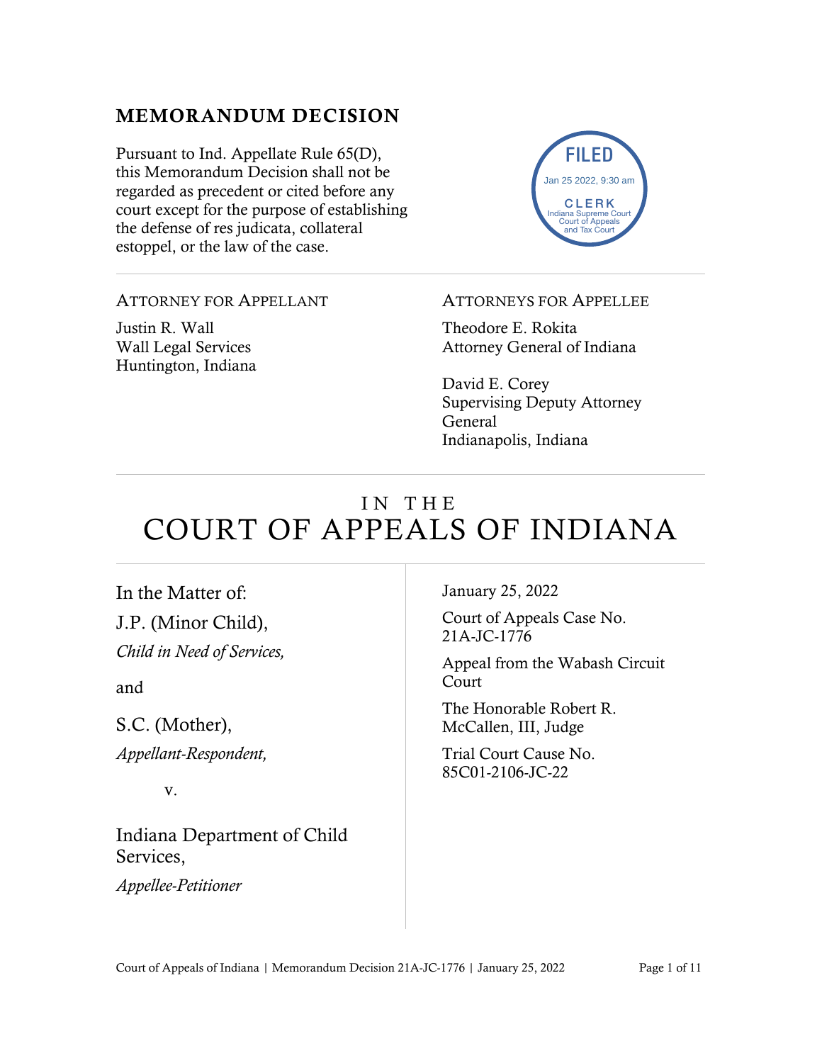## MEMORANDUM DECISION

Pursuant to Ind. Appellate Rule 65(D), this Memorandum Decision shall not be regarded as precedent or cited before any court except for the purpose of establishing the defense of res judicata, collateral estoppel, or the law of the case.

FILED
Jan 25 2022, 9:30 am
CLERK
Indiana Supreme Court
Court of Appeals
and Tax Court

---

ATTORNEY FOR APPELLANT

Justin R. Wall
Wall Legal Services
Huntington, Indiana

ATTORNEYS FOR APPELLEE

Theodore E. Rokita
Attorney General of Indiana

David E. Corey
Supervising Deputy Attorney General
Indianapolis, Indiana

---

# IN THE COURT OF APPEALS OF INDIANA

In the Matter of:

J.P. (Minor Child),

*Child in Need of Services,*

and

S.C. (Mother),

*Appellant-Respondent,*

v.

Indiana Department of Child Services,

*Appellee-Petitioner*

January 25, 2022

Court of Appeals Case No. 21A-JC-1776

Appeal from the Wabash Circuit Court

The Honorable Robert R. McCallen, III, Judge

Trial Court Cause No. 85C01-2106-JC-22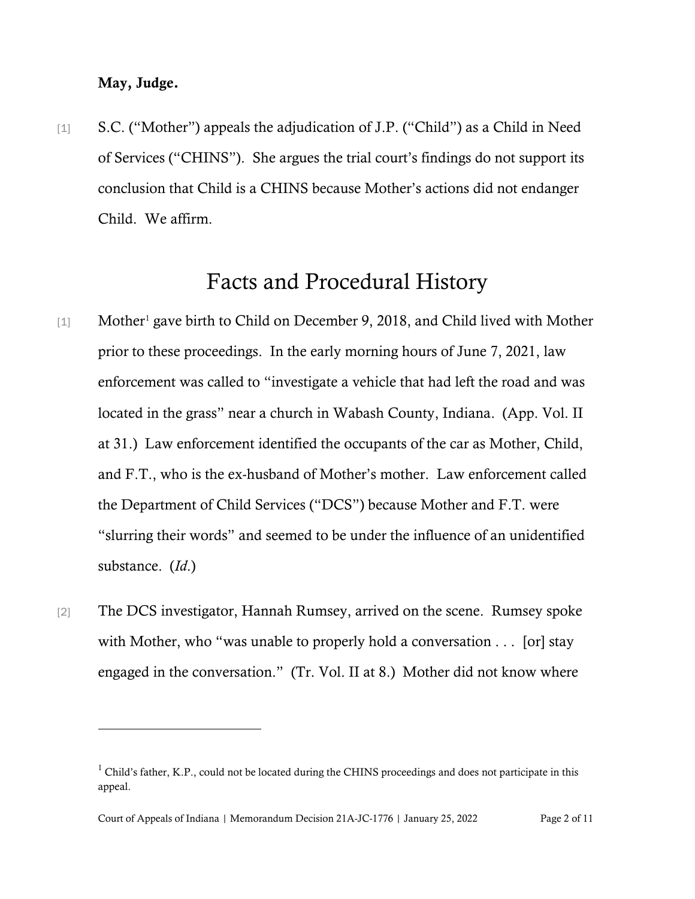**May, Judge.**

[1] S.C. ("Mother") appeals the adjudication of J.P. ("Child") as a Child in Need of Services ("CHINS"). She argues the trial court's findings do not support its conclusion that Child is a CHINS because Mother's actions did not endanger Child. We affirm.

# Facts and Procedural History

[1] Mother[1] gave birth to Child on December 9, 2018, and Child lived with Mother prior to these proceedings. In the early morning hours of June 7, 2021, law enforcement was called to "investigate a vehicle that had left the road and was located in the grass" near a church in Wabash County, Indiana. (App. Vol. II at 31.) Law enforcement identified the occupants of the car as Mother, Child, and F.T., who is the ex-husband of Mother's mother. Law enforcement called the Department of Child Services ("DCS") because Mother and F.T. were "slurring their words" and seemed to be under the influence of an unidentified substance. (*Id.*)

[2] The DCS investigator, Hannah Rumsey, arrived on the scene. Rumsey spoke with Mother, who "was unable to properly hold a conversation . . . [or] stay engaged in the conversation." (Tr. Vol. II at 8.) Mother did not know where

---

[1] Child's father, K.P., could not be located during the CHINS proceedings and does not participate in this appeal.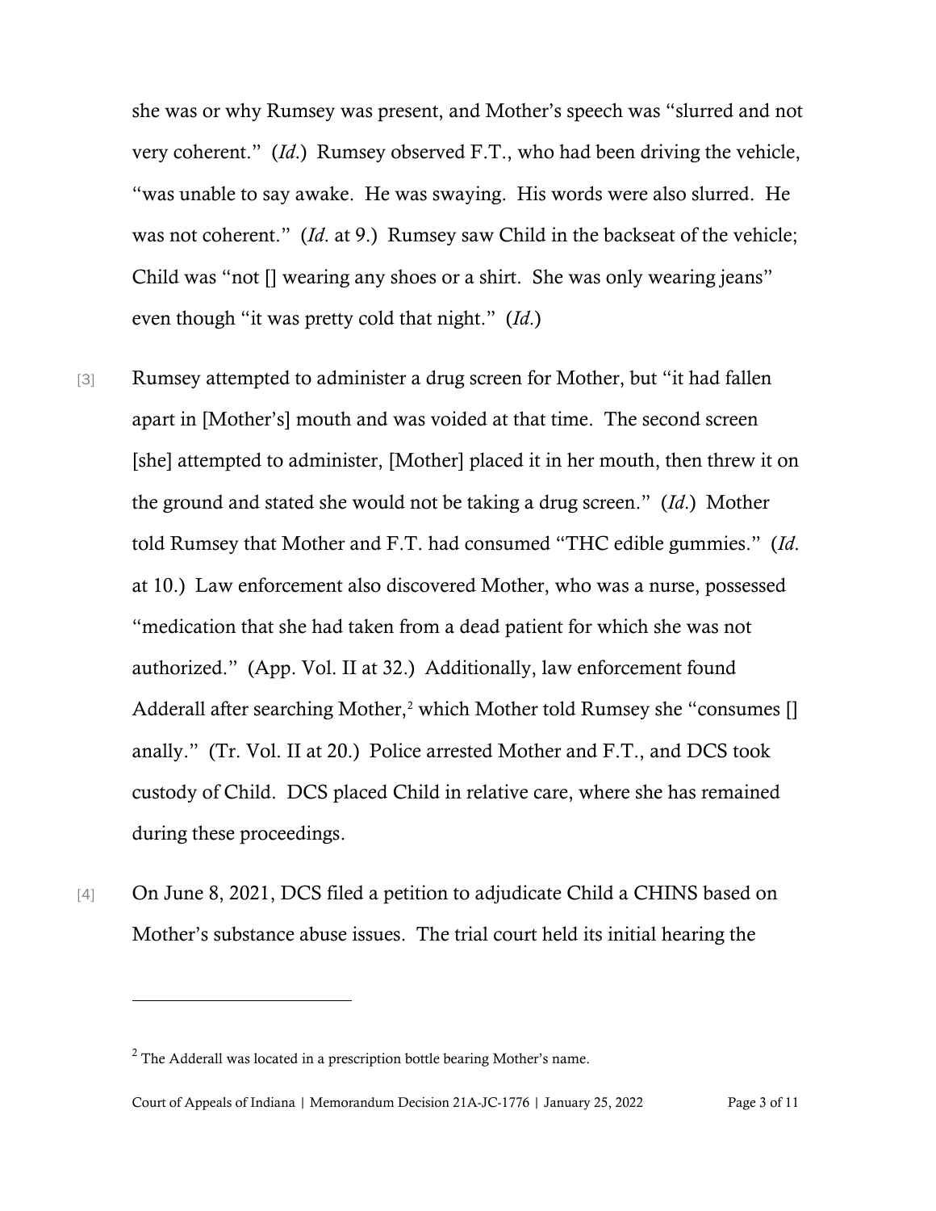she was or why Rumsey was present, and Mother's speech was "slurred and not very coherent." (*Id.*) Rumsey observed F.T., who had been driving the vehicle, "was unable to say awake. He was swaying. His words were also slurred. He was not coherent." (*Id.* at 9.) Rumsey saw Child in the backseat of the vehicle; Child was "not [] wearing any shoes or a shirt. She was only wearing jeans" even though "it was pretty cold that night." (*Id.*)

[3] Rumsey attempted to administer a drug screen for Mother, but "it had fallen apart in [Mother's] mouth and was voided at that time. The second screen [she] attempted to administer, [Mother] placed it in her mouth, then threw it on the ground and stated she would not be taking a drug screen." (*Id.*) Mother told Rumsey that Mother and F.T. had consumed "THC edible gummies." (*Id.* at 10.) Law enforcement also discovered Mother, who was a nurse, possessed "medication that she had taken from a dead patient for which she was not authorized." (App. Vol. II at 32.) Additionally, law enforcement found Adderall after searching Mother,[2] which Mother told Rumsey she "consumes [] anally." (Tr. Vol. II at 20.) Police arrested Mother and F.T., and DCS took custody of Child. DCS placed Child in relative care, where she has remained during these proceedings.

[4] On June 8, 2021, DCS filed a petition to adjudicate Child a CHINS based on Mother's substance abuse issues. The trial court held its initial hearing the

---

[2] The Adderall was located in a prescription bottle bearing Mother's name.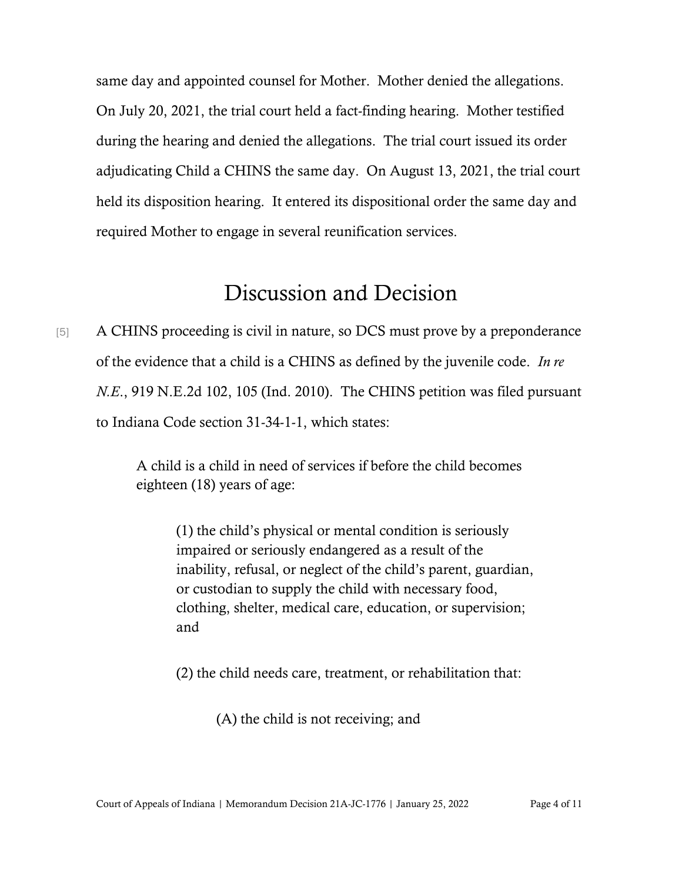same day and appointed counsel for Mother. Mother denied the allegations. On July 20, 2021, the trial court held a fact-finding hearing. Mother testified during the hearing and denied the allegations. The trial court issued its order adjudicating Child a CHINS the same day. On August 13, 2021, the trial court held its disposition hearing. It entered its dispositional order the same day and required Mother to engage in several reunification services.

# Discussion and Decision

[5] A CHINS proceeding is civil in nature, so DCS must prove by a preponderance of the evidence that a child is a CHINS as defined by the juvenile code. *In re N.E.*, 919 N.E.2d 102, 105 (Ind. 2010). The CHINS petition was filed pursuant to Indiana Code section 31-34-1-1, which states:

> A child is a child in need of services if before the child becomes eighteen (18) years of age:
>
> > (1) the child's physical or mental condition is seriously impaired or seriously endangered as a result of the inability, refusal, or neglect of the child's parent, guardian, or custodian to supply the child with necessary food, clothing, shelter, medical care, education, or supervision; and
> >
> > (2) the child needs care, treatment, or rehabilitation that:
> >
> > > (A) the child is not receiving; and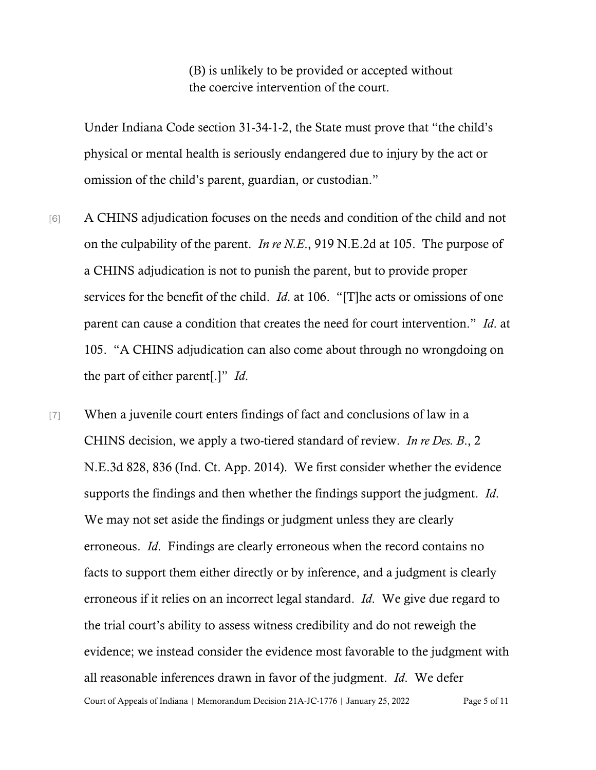(B) is unlikely to be provided or accepted without the coercive intervention of the court.

Under Indiana Code section 31-34-1-2, the State must prove that "the child's physical or mental health is seriously endangered due to injury by the act or omission of the child's parent, guardian, or custodian."

[6] A CHINS adjudication focuses on the needs and condition of the child and not on the culpability of the parent. *In re N.E.*, 919 N.E.2d at 105. The purpose of a CHINS adjudication is not to punish the parent, but to provide proper services for the benefit of the child. *Id*. at 106. "[T]he acts or omissions of one parent can cause a condition that creates the need for court intervention." *Id*. at 105. "A CHINS adjudication can also come about through no wrongdoing on the part of either parent[.]" *Id*.

[7] When a juvenile court enters findings of fact and conclusions of law in a CHINS decision, we apply a two-tiered standard of review. *In re Des. B.*, 2 N.E.3d 828, 836 (Ind. Ct. App. 2014). We first consider whether the evidence supports the findings and then whether the findings support the judgment. *Id*. We may not set aside the findings or judgment unless they are clearly erroneous. *Id*. Findings are clearly erroneous when the record contains no facts to support them either directly or by inference, and a judgment is clearly erroneous if it relies on an incorrect legal standard. *Id*. We give due regard to the trial court's ability to assess witness credibility and do not reweigh the evidence; we instead consider the evidence most favorable to the judgment with all reasonable inferences drawn in favor of the judgment. *Id*. We defer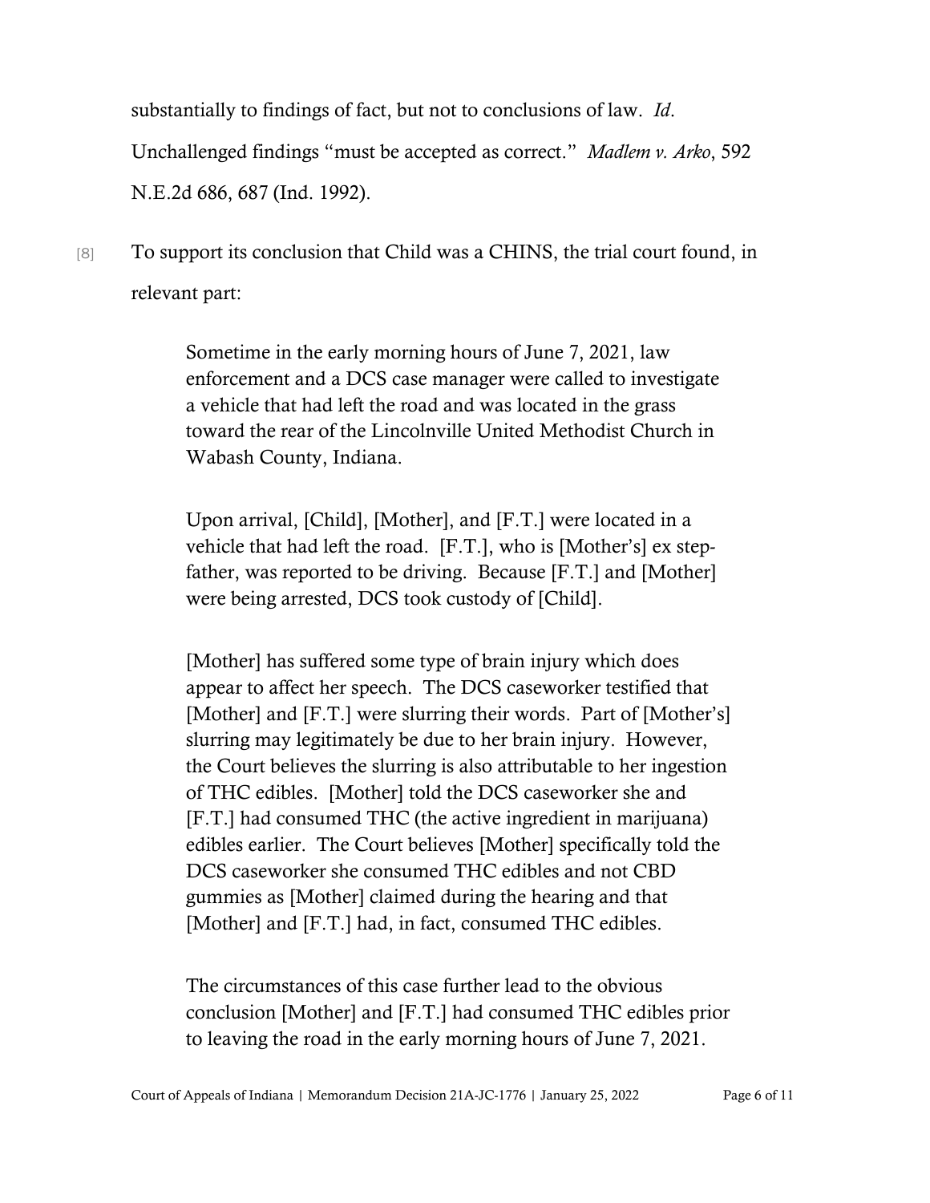substantially to findings of fact, but not to conclusions of law. *Id*. Unchallenged findings "must be accepted as correct." *Madlem v. Arko*, 592 N.E.2d 686, 687 (Ind. 1992).

[8] To support its conclusion that Child was a CHINS, the trial court found, in relevant part:

> Sometime in the early morning hours of June 7, 2021, law enforcement and a DCS case manager were called to investigate a vehicle that had left the road and was located in the grass toward the rear of the Lincolnville United Methodist Church in Wabash County, Indiana.
>
> Upon arrival, [Child], [Mother], and [F.T.] were located in a vehicle that had left the road. [F.T.], who is [Mother's] ex step-father, was reported to be driving. Because [F.T.] and [Mother] were being arrested, DCS took custody of [Child].
>
> [Mother] has suffered some type of brain injury which does appear to affect her speech. The DCS caseworker testified that [Mother] and [F.T.] were slurring their words. Part of [Mother's] slurring may legitimately be due to her brain injury. However, the Court believes the slurring is also attributable to her ingestion of THC edibles. [Mother] told the DCS caseworker she and [F.T.] had consumed THC (the active ingredient in marijuana) edibles earlier. The Court believes [Mother] specifically told the DCS caseworker she consumed THC edibles and not CBD gummies as [Mother] claimed during the hearing and that [Mother] and [F.T.] had, in fact, consumed THC edibles.
>
> The circumstances of this case further lead to the obvious conclusion [Mother] and [F.T.] had consumed THC edibles prior to leaving the road in the early morning hours of June 7, 2021.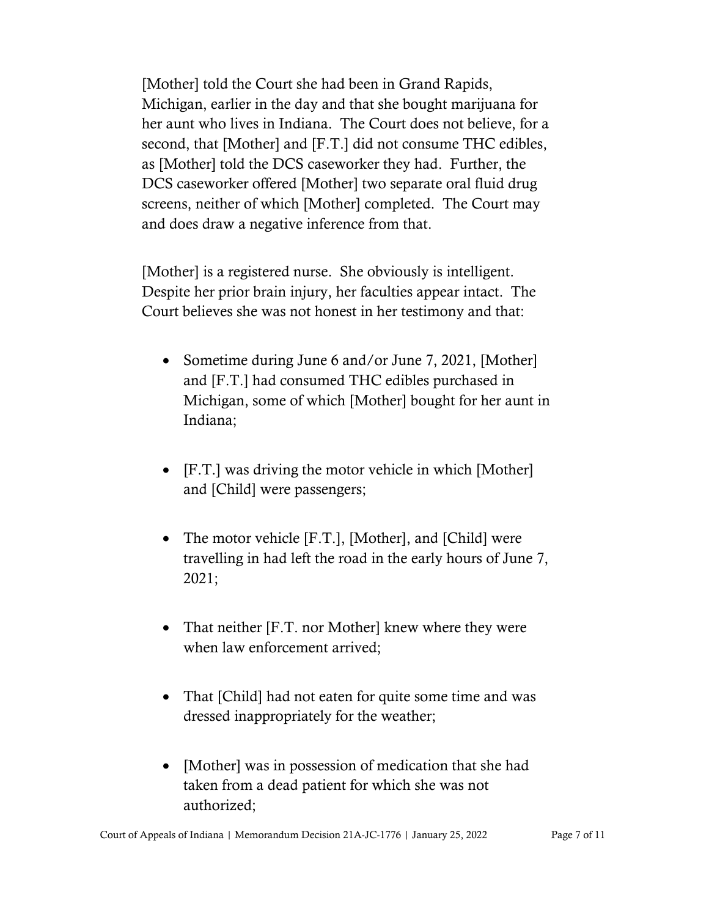[Mother] told the Court she had been in Grand Rapids, Michigan, earlier in the day and that she bought marijuana for her aunt who lives in Indiana. The Court does not believe, for a second, that [Mother] and [F.T.] did not consume THC edibles, as [Mother] told the DCS caseworker they had. Further, the DCS caseworker offered [Mother] two separate oral fluid drug screens, neither of which [Mother] completed. The Court may and does draw a negative inference from that.

[Mother] is a registered nurse. She obviously is intelligent. Despite her prior brain injury, her faculties appear intact. The Court believes she was not honest in her testimony and that:

- Sometime during June 6 and/or June 7, 2021, [Mother] and [F.T.] had consumed THC edibles purchased in Michigan, some of which [Mother] bought for her aunt in Indiana;

- [F.T.] was driving the motor vehicle in which [Mother] and [Child] were passengers;

- The motor vehicle [F.T.], [Mother], and [Child] were travelling in had left the road in the early hours of June 7, 2021;

- That neither [F.T. nor Mother] knew where they were when law enforcement arrived;

- That [Child] had not eaten for quite some time and was dressed inappropriately for the weather;

- [Mother] was in possession of medication that she had taken from a dead patient for which she was not authorized;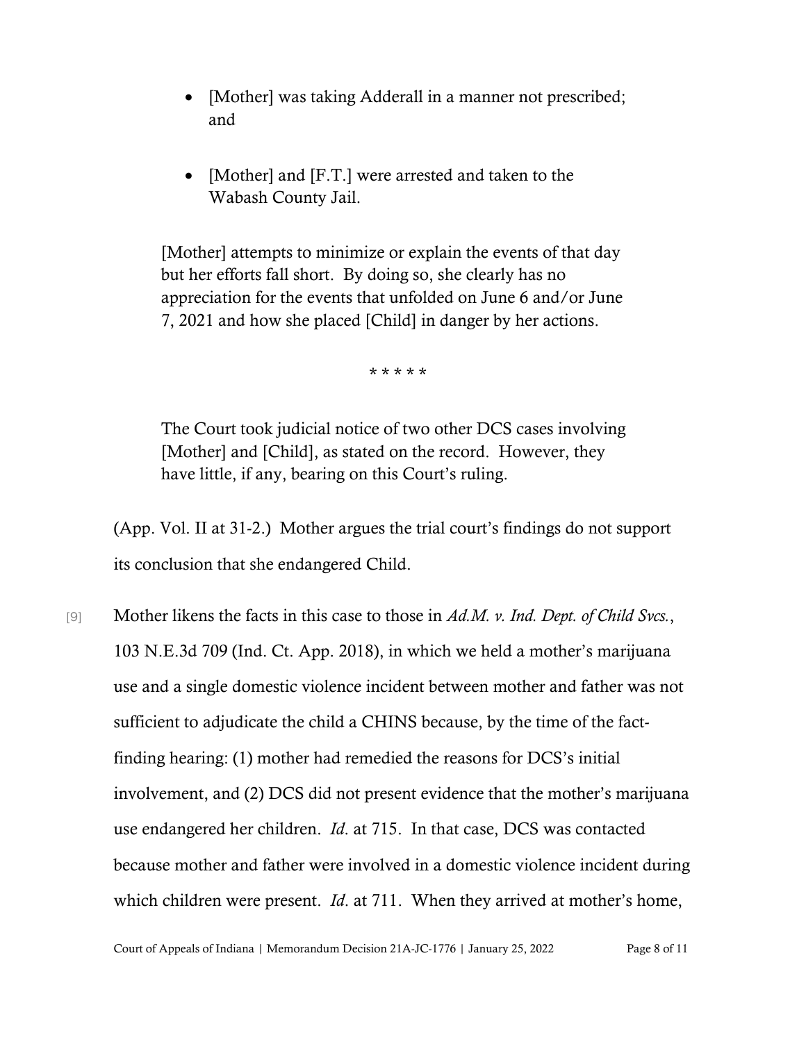- [Mother] was taking Adderall in a manner not prescribed; and

- [Mother] and [F.T.] were arrested and taken to the Wabash County Jail.

> [Mother] attempts to minimize or explain the events of that day but her efforts fall short. By doing so, she clearly has no appreciation for the events that unfolded on June 6 and/or June 7, 2021 and how she placed [Child] in danger by her actions.
>
> \* \* \* \* \*
>
> The Court took judicial notice of two other DCS cases involving [Mother] and [Child], as stated on the record. However, they have little, if any, bearing on this Court's ruling.

(App. Vol. II at 31-2.) Mother argues the trial court's findings do not support its conclusion that she endangered Child.

[9] Mother likens the facts in this case to those in *Ad.M. v. Ind. Dept. of Child Svcs.*, 103 N.E.3d 709 (Ind. Ct. App. 2018), in which we held a mother's marijuana use and a single domestic violence incident between mother and father was not sufficient to adjudicate the child a CHINS because, by the time of the fact-finding hearing: (1) mother had remedied the reasons for DCS's initial involvement, and (2) DCS did not present evidence that the mother's marijuana use endangered her children. *Id.* at 715. In that case, DCS was contacted because mother and father were involved in a domestic violence incident during which children were present. *Id.* at 711. When they arrived at mother's home,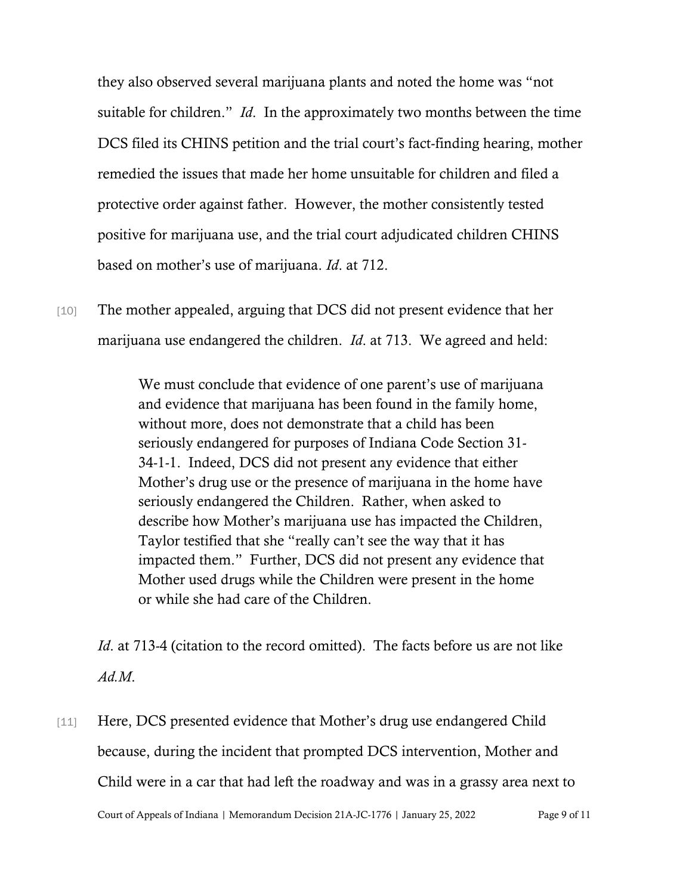they also observed several marijuana plants and noted the home was "not suitable for children." *Id*. In the approximately two months between the time DCS filed its CHINS petition and the trial court's fact-finding hearing, mother remedied the issues that made her home unsuitable for children and filed a protective order against father. However, the mother consistently tested positive for marijuana use, and the trial court adjudicated children CHINS based on mother's use of marijuana. *Id*. at 712.

[10] The mother appealed, arguing that DCS did not present evidence that her marijuana use endangered the children. *Id*. at 713. We agreed and held:

> We must conclude that evidence of one parent's use of marijuana and evidence that marijuana has been found in the family home, without more, does not demonstrate that a child has been seriously endangered for purposes of Indiana Code Section 31-34-1-1. Indeed, DCS did not present any evidence that either Mother's drug use or the presence of marijuana in the home have seriously endangered the Children. Rather, when asked to describe how Mother's marijuana use has impacted the Children, Taylor testified that she "really can't see the way that it has impacted them." Further, DCS did not present any evidence that Mother used drugs while the Children were present in the home or while she had care of the Children.

*Id*. at 713-4 (citation to the record omitted). The facts before us are not like *Ad.M*.

[11] Here, DCS presented evidence that Mother's drug use endangered Child because, during the incident that prompted DCS intervention, Mother and Child were in a car that had left the roadway and was in a grassy area next to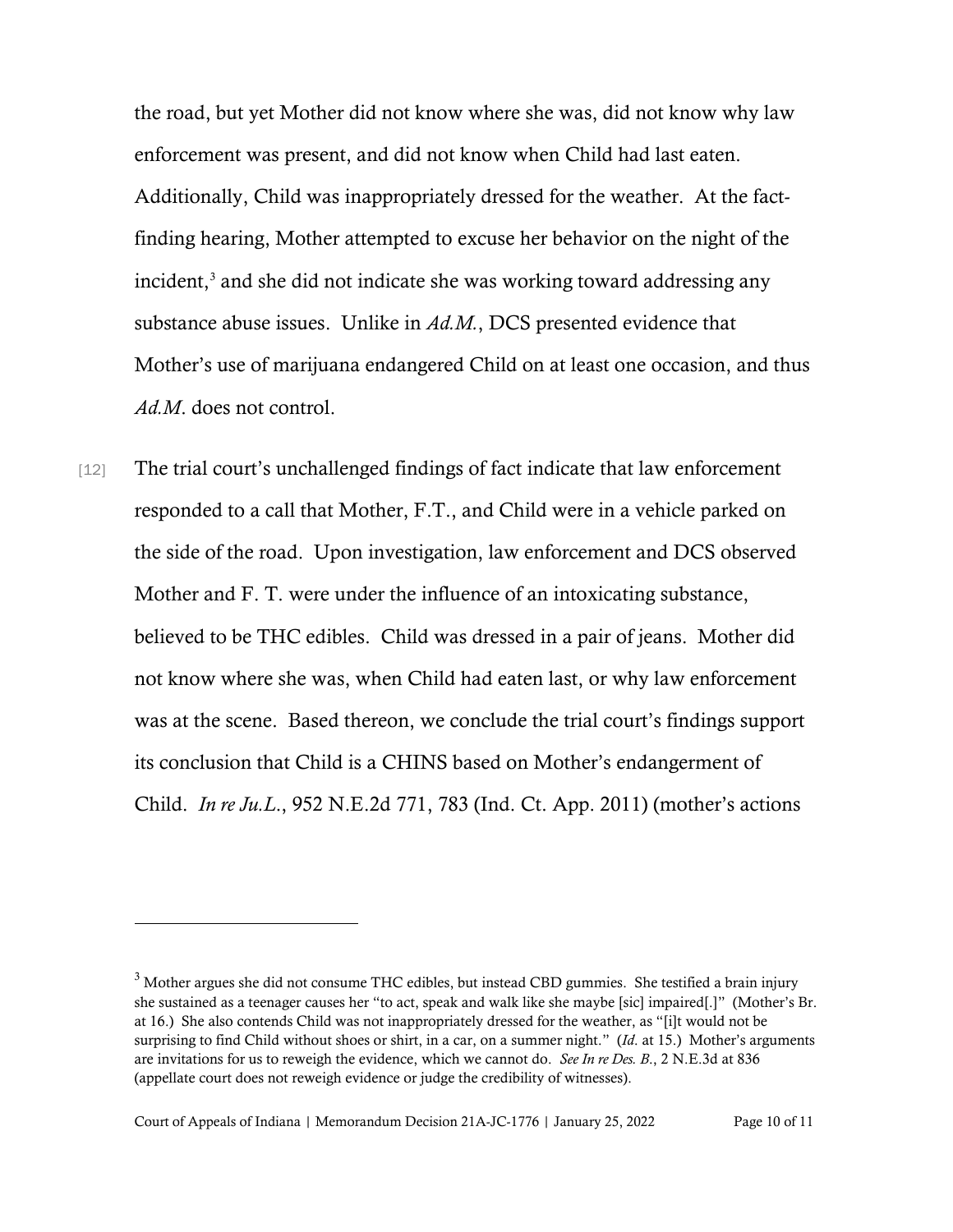the road, but yet Mother did not know where she was, did not know why law enforcement was present, and did not know when Child had last eaten. Additionally, Child was inappropriately dressed for the weather. At the fact-finding hearing, Mother attempted to excuse her behavior on the night of the incident,[3] and she did not indicate she was working toward addressing any substance abuse issues. Unlike in *Ad.M.*, DCS presented evidence that Mother's use of marijuana endangered Child on at least one occasion, and thus *Ad.M.* does not control.

[12] The trial court's unchallenged findings of fact indicate that law enforcement responded to a call that Mother, F.T., and Child were in a vehicle parked on the side of the road. Upon investigation, law enforcement and DCS observed Mother and F. T. were under the influence of an intoxicating substance, believed to be THC edibles. Child was dressed in a pair of jeans. Mother did not know where she was, when Child had eaten last, or why law enforcement was at the scene. Based thereon, we conclude the trial court's findings support its conclusion that Child is a CHINS based on Mother's endangerment of Child. *In re Ju.L.*, 952 N.E.2d 771, 783 (Ind. Ct. App. 2011) (mother's actions

---

[3] Mother argues she did not consume THC edibles, but instead CBD gummies. She testified a brain injury she sustained as a teenager causes her "to act, speak and walk like she maybe [sic] impaired[.]" (Mother's Br. at 16.) She also contends Child was not inappropriately dressed for the weather, as "[i]t would not be surprising to find Child without shoes or shirt, in a car, on a summer night." (*Id.* at 15.) Mother's arguments are invitations for us to reweigh the evidence, which we cannot do. *See In re Des. B.*, 2 N.E.3d at 836 (appellate court does not reweigh evidence or judge the credibility of witnesses).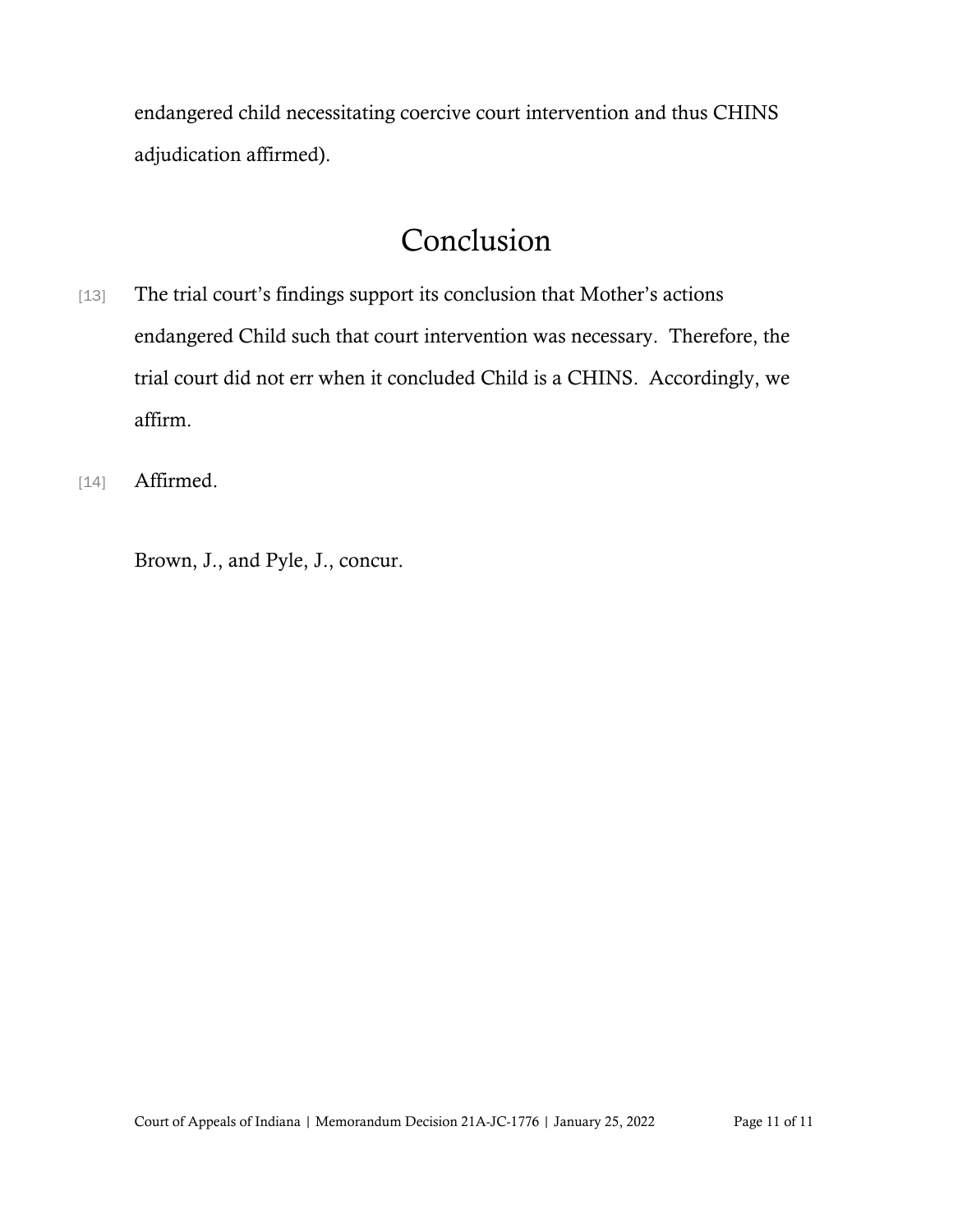endangered child necessitating coercive court intervention and thus CHINS adjudication affirmed).

# Conclusion

[13] The trial court's findings support its conclusion that Mother's actions endangered Child such that court intervention was necessary. Therefore, the trial court did not err when it concluded Child is a CHINS. Accordingly, we affirm.

[14] Affirmed.

Brown, J., and Pyle, J., concur.